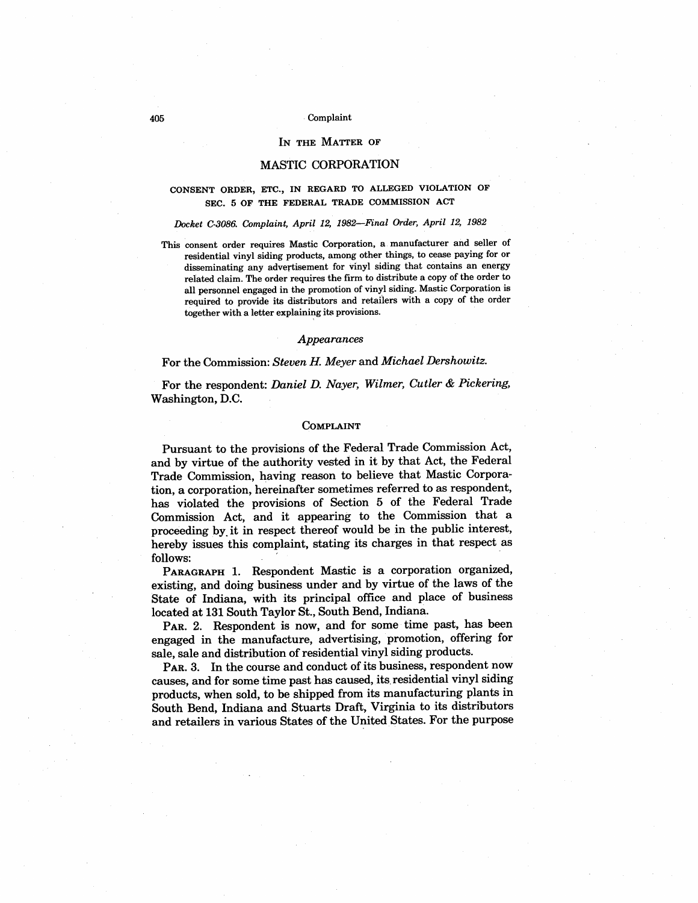# IN THE MATTER OF

# MASTIC CORPORATION

### CONSENT ORDER, ETC., IN REGARD TO ALLEGED VIOLATION OF SEC. 5 OF THE FEDERAL TRADE COMMISSION ACT

*Docket C-3086. Complaint, April 12, 1982—Final Order, April 12, 1982*

This consent order requires Mastic Corporation, a manufacturer and seller of residential vinyl siding products, among other things, to cease paying for or disseminating any advertisement for vinyl siding that contains an energy related claim. The order requires the firm to distribute a copy of the order to all personnel engaged in the promotion of vinyl siding. Mastic Corporation is required to provide its distributors and retailers with a copy of the order together with a letter explaining its provisions.

## *Appearances*

For the Commission: *Steven H. Meyer* and *Michael Dershowitz.*

For the respondent: *Daniel D. Nayer, Wilmer, Cutler & Pickering,* Washington, D.C.

## COMPLAINT

Pursuant to the provisions of the Federal Trade Commission Act, and by virtue of the authority vested in it by that Act, the Federal Trade Commission, having reason to believe that Mastic Corporation, a corporation, hereinafter sometimes referred to as respondent, has violated the provisions of Section 5 of the Federal Trade Commission Act, and it appearing to the Commission that a proceeding by it in respect thereof would be in the public interest, hereby issues this complaint, stating its charges in that respect as follows:

PARAGRAPH 1. Respondent Mastic is a corporation organized, existing, and doing business under and by virtue of the laws of the State of Indiana, with its principal office and place of business located at 131 South Taylor St., South Bend, Indiana.

PAR. 2. Respondent is now, and for some time past, has been engaged in the manufacture, advertising, promotion, offering for sale, sale and distribution of residential vinyl siding products.

PAR. 3. In the course and conduct of its business, respondent now causes, and for some time past has caused, its residential vinyl siding products, when sold, to be shipped from its manufacturing plants in South Bend, Indiana and Stuarts Draft, Virginia to its distributors and retailers in various States of the United States. For the purpose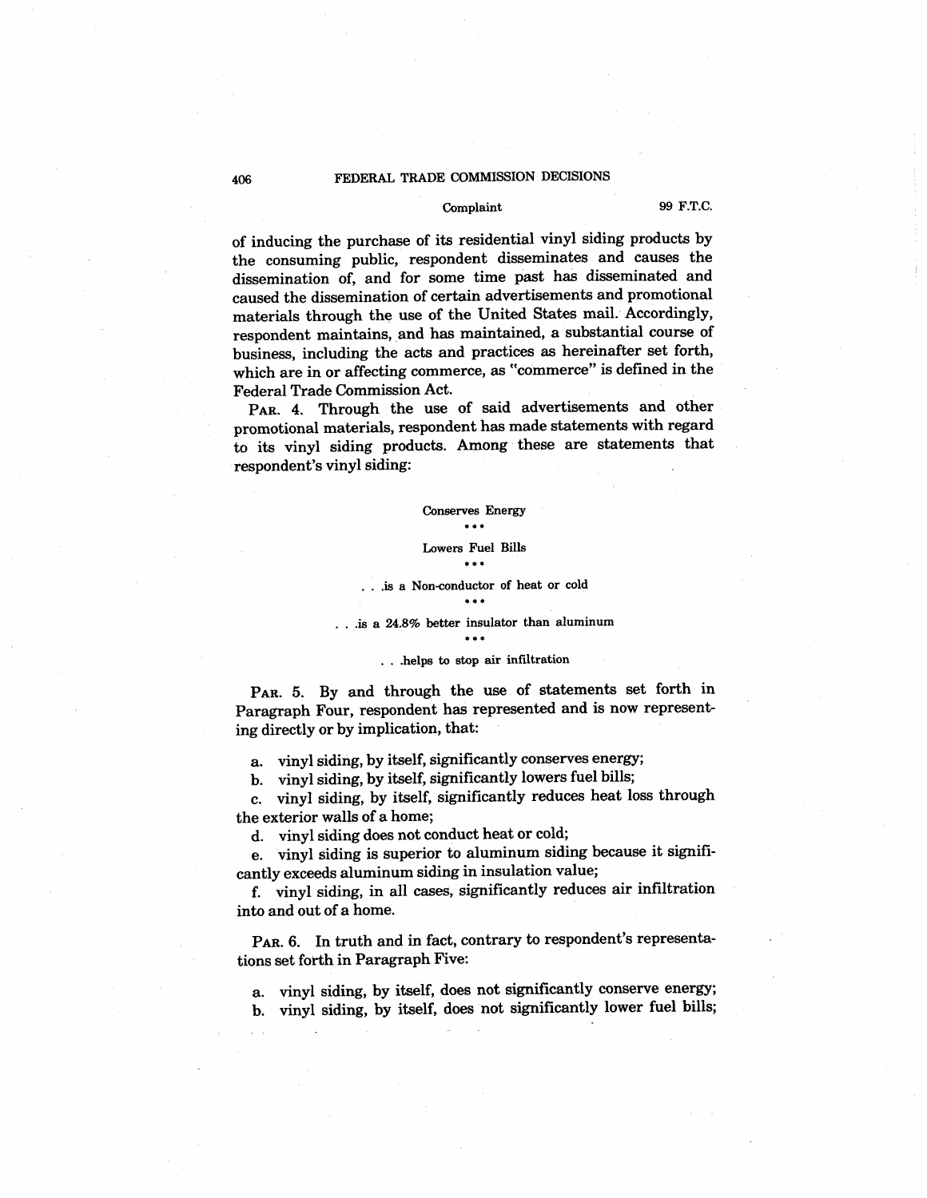of inducing the purchase of its residential vinyl siding products by the consuming public, respondent disseminates and causes the dissemination of, and for some time past has disseminated and caused the dissemination of certain advertisements and promotional materials through the use of the United States mail. Accordingly, respondent maintains, and has maintained, a substantial course of business, including the acts and practices as hereinafter set forth, which are in or affecting commerce, as "commerce" is defined in the Federal Trade Commission Act.

PAR. 4. Through the use of said advertisements and other promotional materials, respondent has made statements with regard to its vinyl siding products. Among these are statements that respondent's vinyl siding:

Conserves Energy

* * *

Lowers Fuel Bills

* * *

. . .is a Non-conductor of heat or cold

* * *

. . .is a 24.8% better insulator than aluminum

* * *

. . .helps to stop air infiltration

PAR. 5. By and through the use of statements set forth in Paragraph Four, respondent has represented and is now representing directly or by implication, that:

a. vinyl siding, by itself, significantly conserves energy;

b. vinyl siding, by itself, significantly lowers fuel bills;

c. vinyl siding, by itself, significantly reduces heat loss through the exterior walls of a home;

d. vinyl siding does not conduct heat or cold;

e. vinyl siding is superior to aluminum siding because it significantly exceeds aluminum siding in insulation value;

f. vinyl siding, in all cases, significantly reduces air infiltration into and out of a home.

PAR. 6. In truth and in fact, contrary to respondent's representations set forth in Paragraph Five:

a. vinyl siding, by itself, does not significantly conserve energy;

b. vinyl siding, by itself, does not significantly lower fuel bills;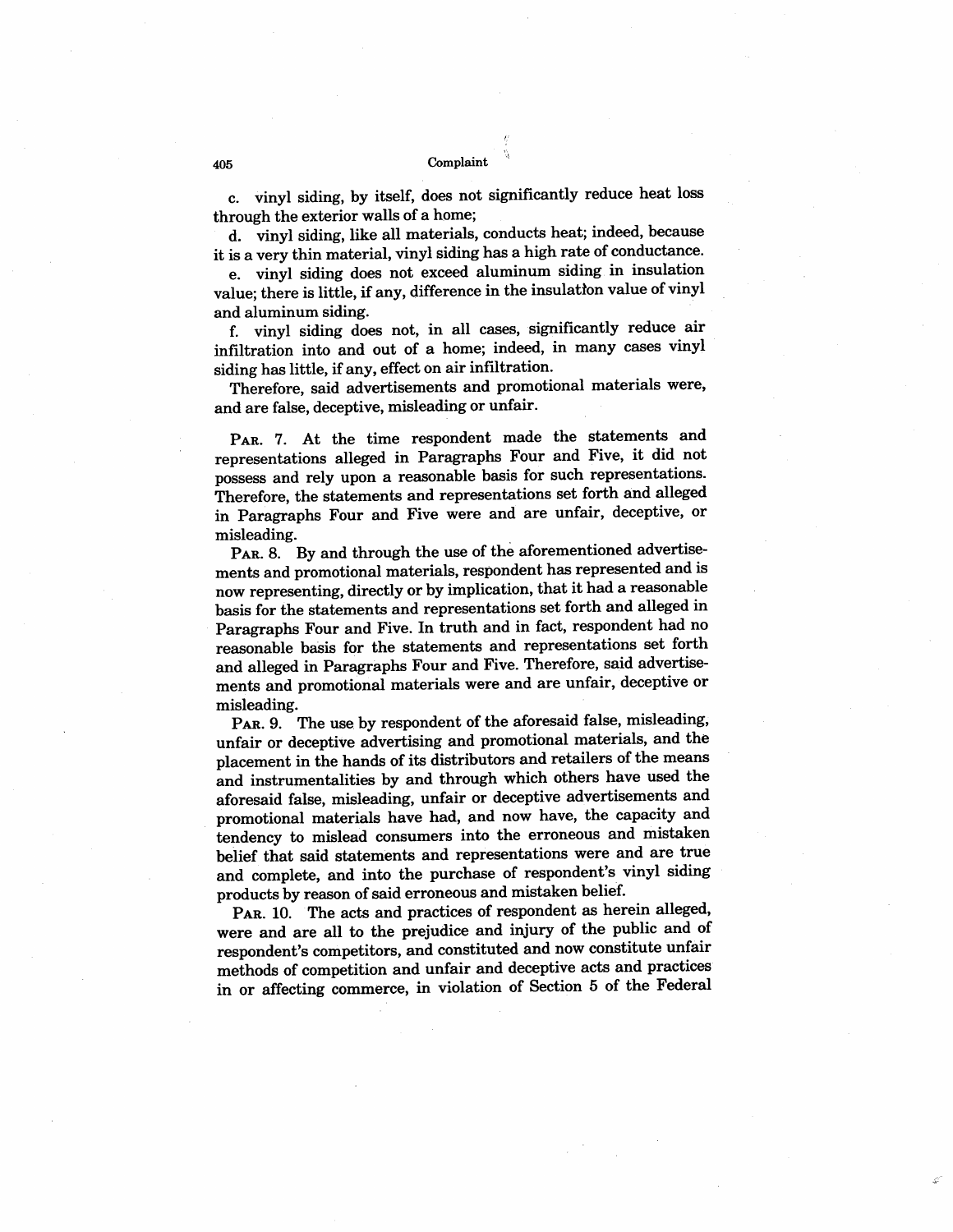c. vinyl siding, by itself, does not significantly reduce heat loss through the exterior walls of a home;

d. vinyl siding, like all materials, conducts heat; indeed, because it is a very thin material, vinyl siding has a high rate of conductance.

e. vinyl siding does not exceed aluminum siding in insulation value; there is little, if any, difference in the insulation value of vinyl and aluminum siding.

f. vinyl siding does not, in all cases, significantly reduce air infiltration into and out of a home; indeed, in many cases vinyl siding has little, if any, effect on air infiltration.

Therefore, said advertisements and promotional materials were, and are false, deceptive, misleading or unfair.

PAR. 7. At the time respondent made the statements and representations alleged in Paragraphs Four and Five, it did not possess and rely upon a reasonable basis for such representations. Therefore, the statements and representations set forth and alleged in Paragraphs Four and Five were and are unfair, deceptive, or misleading.

PAR. 8. By and through the use of the aforementioned advertisements and promotional materials, respondent has represented and is now representing, directly or by implication, that it had a reasonable basis for the statements and representations set forth and alleged in Paragraphs Four and Five. In truth and in fact, respondent had no reasonable basis for the statements and representations set forth and alleged in Paragraphs Four and Five. Therefore, said advertisements and promotional materials were and are unfair, deceptive or misleading.

PAR. 9. The use by respondent of the aforesaid false, misleading, unfair or deceptive advertising and promotional materials, and the placement in the hands of its distributors and retailers of the means and instrumentalities by and through which others have used the aforesaid false, misleading, unfair or deceptive advertisements and promotional materials have had, and now have, the capacity and tendency to mislead consumers into the erroneous and mistaken belief that said statements and representations were and are true and complete, and into the purchase of respondent's vinyl siding products by reason of said erroneous and mistaken belief.

PAR. 10. The acts and practices of respondent as herein alleged, were and are all to the prejudice and injury of the public and of respondent's competitors, and constituted and now constitute unfair methods of competition and unfair and deceptive acts and practices in or affecting commerce, in violation of Section 5 of the Federal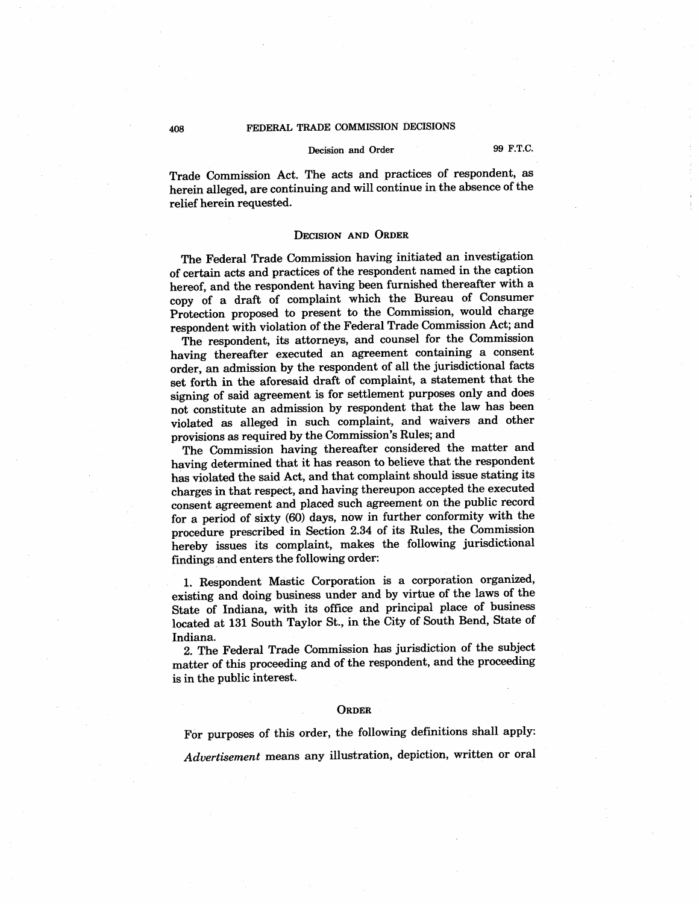Trade Commission Act. The acts and practices of respondent, as herein alleged, are continuing and will continue in the absence of the relief herein requested.

## Decision and Order

The Federal Trade Commission having initiated an investigation of certain acts and practices of the respondent named in the caption hereof, and the respondent having been furnished thereafter with a copy of a draft of complaint which the Bureau of Consumer Protection proposed to present to the Commission, would charge respondent with violation of the Federal Trade Commission Act; and

The respondent, its attorneys, and counsel for the Commission having thereafter executed an agreement containing a consent order, an admission by the respondent of all the jurisdictional facts set forth in the aforesaid draft of complaint, a statement that the signing of said agreement is for settlement purposes only and does not constitute an admission by respondent that the law has been violated as alleged in such complaint, and waivers and other provisions as required by the Commission's Rules; and

The Commission having thereafter considered the matter and having determined that it has reason to believe that the respondent has violated the said Act, and that complaint should issue stating its charges in that respect, and having thereupon accepted the executed consent agreement and placed such agreement on the public record for a period of sixty (60) days, now in further conformity with the procedure prescribed in Section 2.34 of its Rules, the Commission hereby issues its complaint, makes the following jurisdictional findings and enters the following order:

1. Respondent Mastic Corporation is a corporation organized, existing and doing business under and by virtue of the laws of the State of Indiana, with its office and principal place of business located at 131 South Taylor St., in the City of South Bend, State of Indiana.

2. The Federal Trade Commission has jurisdiction of the subject matter of this proceeding and of the respondent, and the proceeding is in the public interest.

## Order

For purposes of this order, the following definitions shall apply:

*Advertisement* means any illustration, depiction, written or oral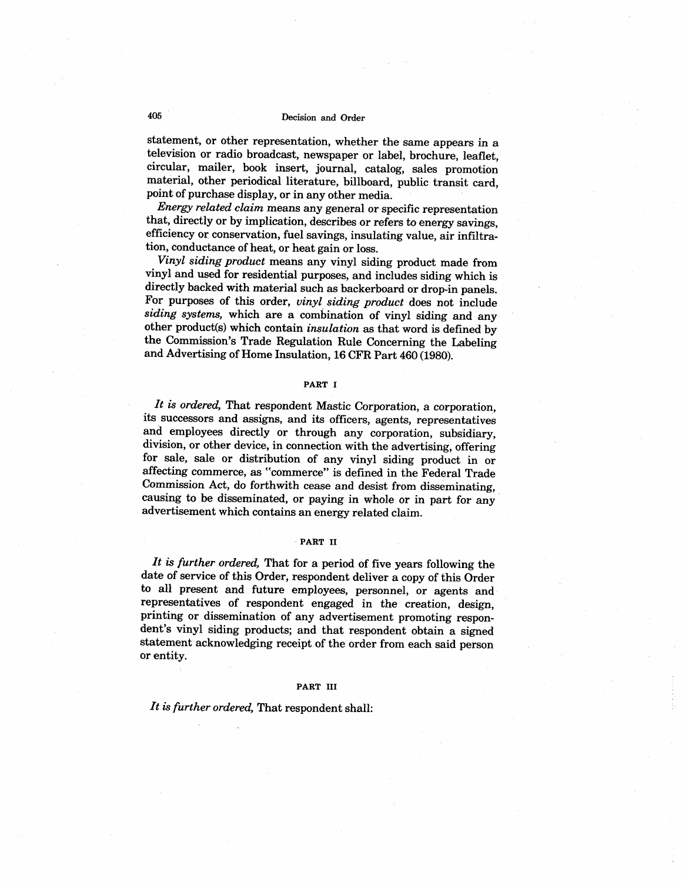statement, or other representation, whether the same appears in a television or radio broadcast, newspaper or label, brochure, leaflet, circular, mailer, book insert, journal, catalog, sales promotion material, other periodical literature, billboard, public transit card, point of purchase display, or in any other media.

*Energy related claim* means any general or specific representation that, directly or by implication, describes or refers to energy savings, efficiency or conservation, fuel savings, insulating value, air infiltration, conductance of heat, or heat gain or loss.

*Vinyl siding product* means any vinyl siding product made from vinyl and used for residential purposes, and includes siding which is directly backed with material such as backerboard or drop-in panels. For purposes of this order, *vinyl siding product* does not include *siding systems,* which are a combination of vinyl siding and any other product(s) which contain *insulation* as that word is defined by the Commission's Trade Regulation Rule Concerning the Labeling and Advertising of Home Insulation, 16 CFR Part 460 (1980).

## PART I

*It is ordered,* That respondent Mastic Corporation, a corporation, its successors and assigns, and its officers, agents, representatives and employees directly or through any corporation, subsidiary, division, or other device, in connection with the advertising, offering for sale, sale or distribution of any vinyl siding product in or affecting commerce, as "commerce" is defined in the Federal Trade Commission Act, do forthwith cease and desist from disseminating, causing to be disseminated, or paying in whole or in part for any advertisement which contains an energy related claim.

## PART II

*It is further ordered,* That for a period of five years following the date of service of this Order, respondent deliver a copy of this Order to all present and future employees, personnel, or agents and representatives of respondent engaged in the creation, design, printing or dissemination of any advertisement promoting respondent's vinyl siding products; and that respondent obtain a signed statement acknowledging receipt of the order from each said person or entity.

## PART III

*It is further ordered,* That respondent shall: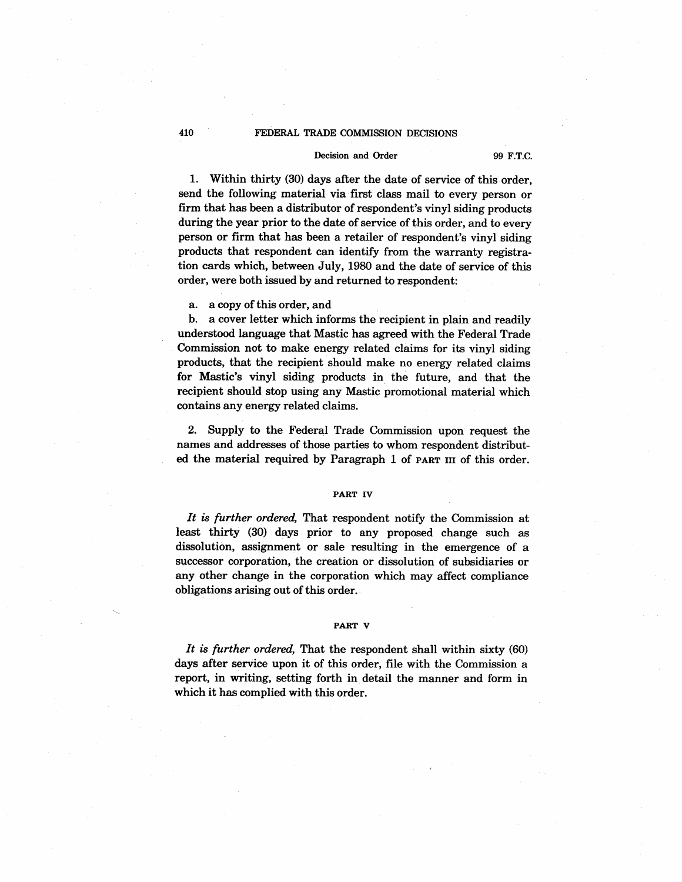1. Within thirty (30) days after the date of service of this order, send the following material via first class mail to every person or firm that has been a distributor of respondent's vinyl siding products during the year prior to the date of service of this order, and to every person or firm that has been a retailer of respondent's vinyl siding products that respondent can identify from the warranty registration cards which, between July, 1980 and the date of service of this order, were both issued by and returned to respondent:

a. a copy of this order, and

b. a cover letter which informs the recipient in plain and readily understood language that Mastic has agreed with the Federal Trade Commission not to make energy related claims for its vinyl siding products, that the recipient should make no energy related claims for Mastic's vinyl siding products in the future, and that the recipient should stop using any Mastic promotional material which contains any energy related claims.

2. Supply to the Federal Trade Commission upon request the names and addresses of those parties to whom respondent distributed the material required by Paragraph 1 of PART III of this order.

## PART IV

*It is further ordered,* That respondent notify the Commission at least thirty (30) days prior to any proposed change such as dissolution, assignment or sale resulting in the emergence of a successor corporation, the creation or dissolution of subsidiaries or any other change in the corporation which may affect compliance obligations arising out of this order.

## PART V

*It is further ordered,* That the respondent shall within sixty (60) days after service upon it of this order, file with the Commission a report, in writing, setting forth in detail the manner and form in which it has complied with this order.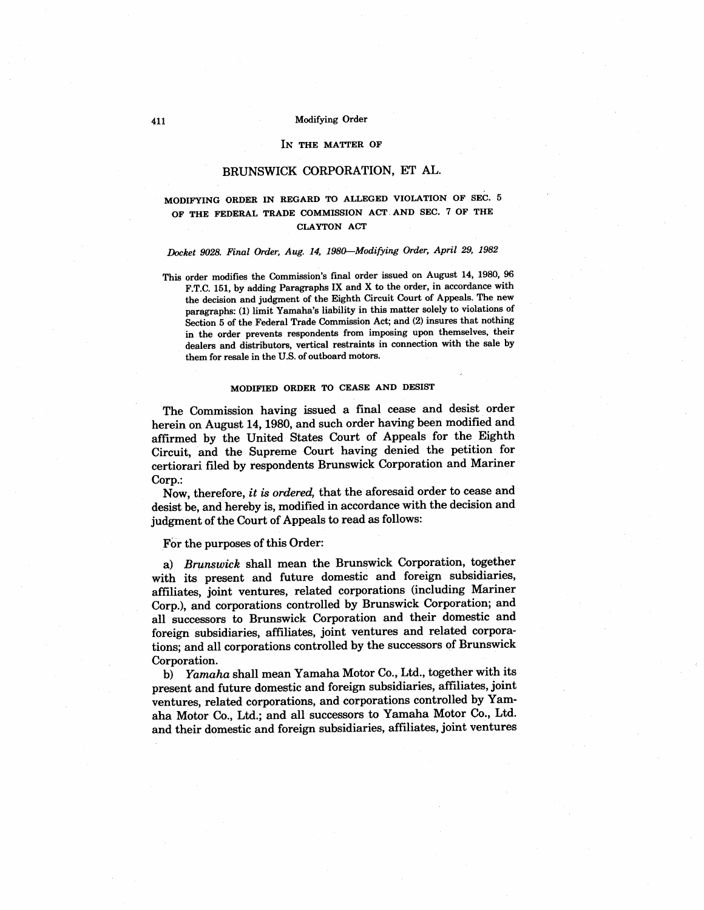# IN THE MATTER OF

# BRUNSWICK CORPORATION, ET AL.

### MODIFYING ORDER IN REGARD TO ALLEGED VIOLATION OF SEC. 5 OF THE FEDERAL TRADE COMMISSION ACT AND SEC. 7 OF THE CLAYTON ACT

*Docket 9028. Final Order, Aug. 14, 1980—Modifying Order, April 29, 1982*

This order modifies the Commission's final order issued on August 14, 1980, 96 F.T.C. 151, by adding Paragraphs IX and X to the order, in accordance with the decision and judgment of the Eighth Circuit Court of Appeals. The new paragraphs: (1) limit Yamaha's liability in this matter solely to violations of Section 5 of the Federal Trade Commission Act; and (2) insures that nothing in the order prevents respondents from imposing upon themselves, their dealers and distributors, vertical restraints in connection with the sale by them for resale in the U.S. of outboard motors.

### MODIFIED ORDER TO CEASE AND DESIST

The Commission having issued a final cease and desist order herein on August 14, 1980, and such order having been modified and affirmed by the United States Court of Appeals for the Eighth Circuit, and the Supreme Court having denied the petition for certiorari filed by respondents Brunswick Corporation and Mariner Corp.:

Now, therefore, *it is ordered,* that the aforesaid order to cease and desist be, and hereby is, modified in accordance with the decision and judgment of the Court of Appeals to read as follows:

For the purposes of this Order:

a) *Brunswick* shall mean the Brunswick Corporation, together with its present and future domestic and foreign subsidiaries, affiliates, joint ventures, related corporations (including Mariner Corp.), and corporations controlled by Brunswick Corporation; and all successors to Brunswick Corporation and their domestic and foreign subsidiaries, affiliates, joint ventures and related corporations; and all corporations controlled by the successors of Brunswick Corporation.

b) *Yamaha* shall mean Yamaha Motor Co., Ltd., together with its present and future domestic and foreign subsidiaries, affiliates, joint ventures, related corporations, and corporations controlled by Yamaha Motor Co., Ltd.; and all successors to Yamaha Motor Co., Ltd. and their domestic and foreign subsidiaries, affiliates, joint ventures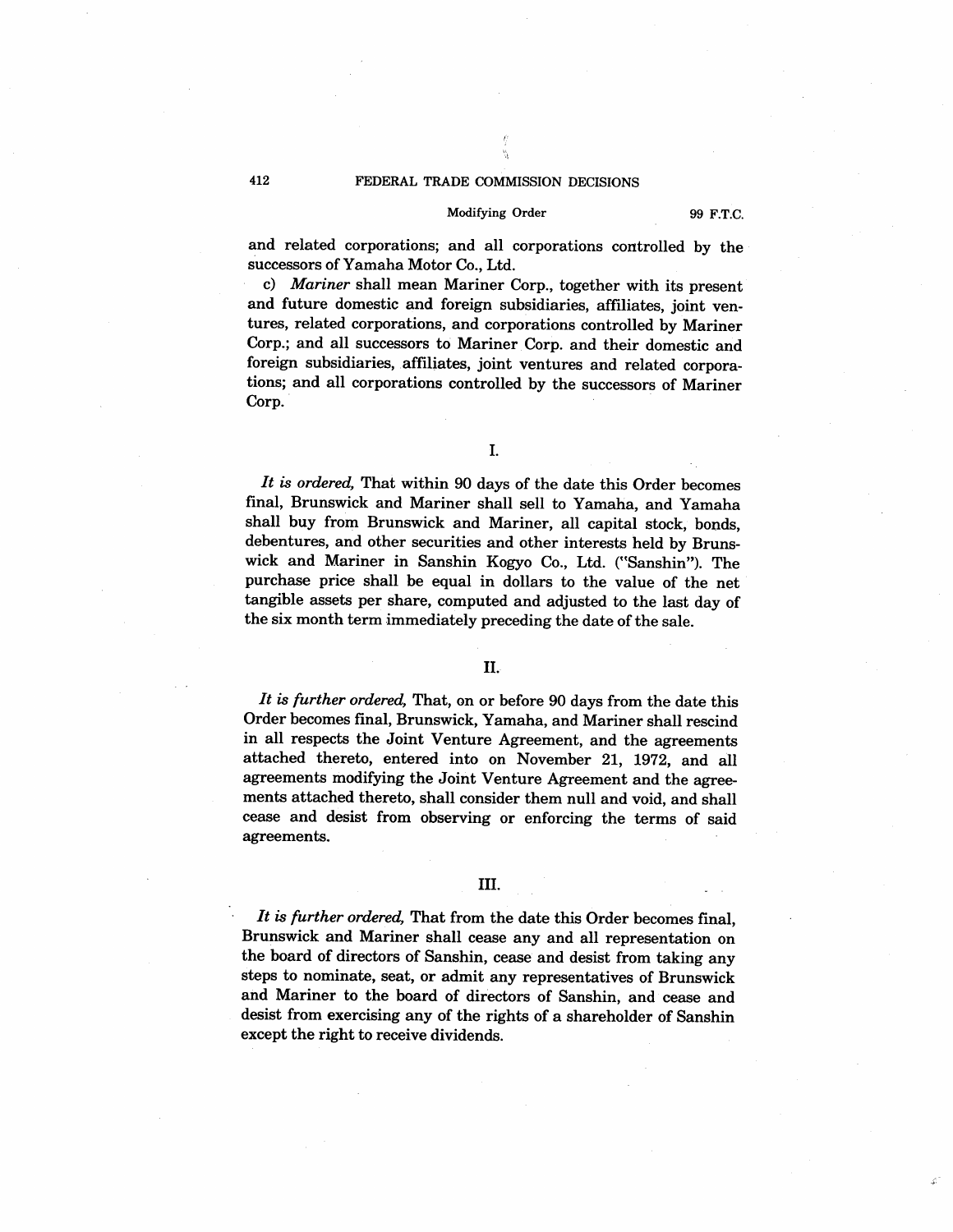and related corporations; and all corporations controlled by the successors of Yamaha Motor Co., Ltd.

c) *Mariner* shall mean Mariner Corp., together with its present and future domestic and foreign subsidiaries, affiliates, joint ventures, related corporations, and corporations controlled by Mariner Corp.; and all successors to Mariner Corp. and their domestic and foreign subsidiaries, affiliates, joint ventures and related corporations; and all corporations controlled by the successors of Mariner Corp.

## I.

*It is ordered,* That within 90 days of the date this Order becomes final, Brunswick and Mariner shall sell to Yamaha, and Yamaha shall buy from Brunswick and Mariner, all capital stock, bonds, debentures, and other securities and other interests held by Brunswick and Mariner in Sanshin Kogyo Co., Ltd. ("Sanshin"). The purchase price shall be equal in dollars to the value of the net tangible assets per share, computed and adjusted to the last day of the six month term immediately preceding the date of the sale.

## II.

*It is further ordered,* That, on or before 90 days from the date this Order becomes final, Brunswick, Yamaha, and Mariner shall rescind in all respects the Joint Venture Agreement, and the agreements attached thereto, entered into on November 21, 1972, and all agreements modifying the Joint Venture Agreement and the agreements attached thereto, shall consider them null and void, and shall cease and desist from observing or enforcing the terms of said agreements.

## III.

*It is further ordered,* That from the date this Order becomes final, Brunswick and Mariner shall cease any and all representation on the board of directors of Sanshin, cease and desist from taking any steps to nominate, seat, or admit any representatives of Brunswick and Mariner to the board of directors of Sanshin, and cease and desist from exercising any of the rights of a shareholder of Sanshin except the right to receive dividends.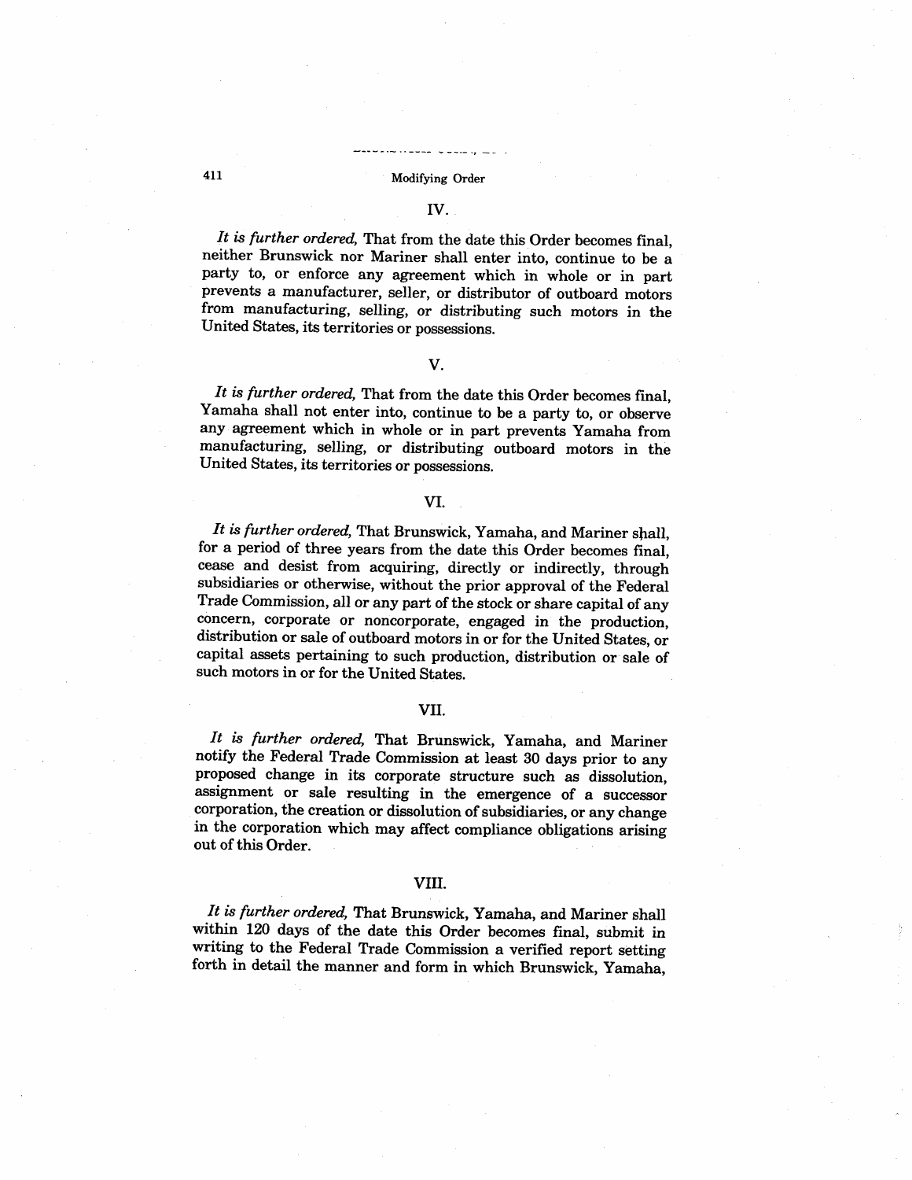## IV.

*It is further ordered,* That from the date this Order becomes final, neither Brunswick nor Mariner shall enter into, continue to be a party to, or enforce any agreement which in whole or in part prevents a manufacturer, seller, or distributor of outboard motors from manufacturing, selling, or distributing such motors in the United States, its territories or possessions.

## V.

*It is further ordered,* That from the date this Order becomes final, Yamaha shall not enter into, continue to be a party to, or observe any agreement which in whole or in part prevents Yamaha from manufacturing, selling, or distributing outboard motors in the United States, its territories or possessions.

## VI.

*It is further ordered,* That Brunswick, Yamaha, and Mariner shall, for a period of three years from the date this Order becomes final, cease and desist from acquiring, directly or indirectly, through subsidiaries or otherwise, without the prior approval of the Federal Trade Commission, all or any part of the stock or share capital of any concern, corporate or noncorporate, engaged in the production, distribution or sale of outboard motors in or for the United States, or capital assets pertaining to such production, distribution or sale of such motors in or for the United States.

## VII.

*It is further ordered,* That Brunswick, Yamaha, and Mariner notify the Federal Trade Commission at least 30 days prior to any proposed change in its corporate structure such as dissolution, assignment or sale resulting in the emergence of a successor corporation, the creation or dissolution of subsidiaries, or any change in the corporation which may affect compliance obligations arising out of this Order.

## VIII.

*It is further ordered,* That Brunswick, Yamaha, and Mariner shall within 120 days of the date this Order becomes final, submit in writing to the Federal Trade Commission a verified report setting forth in detail the manner and form in which Brunswick, Yamaha,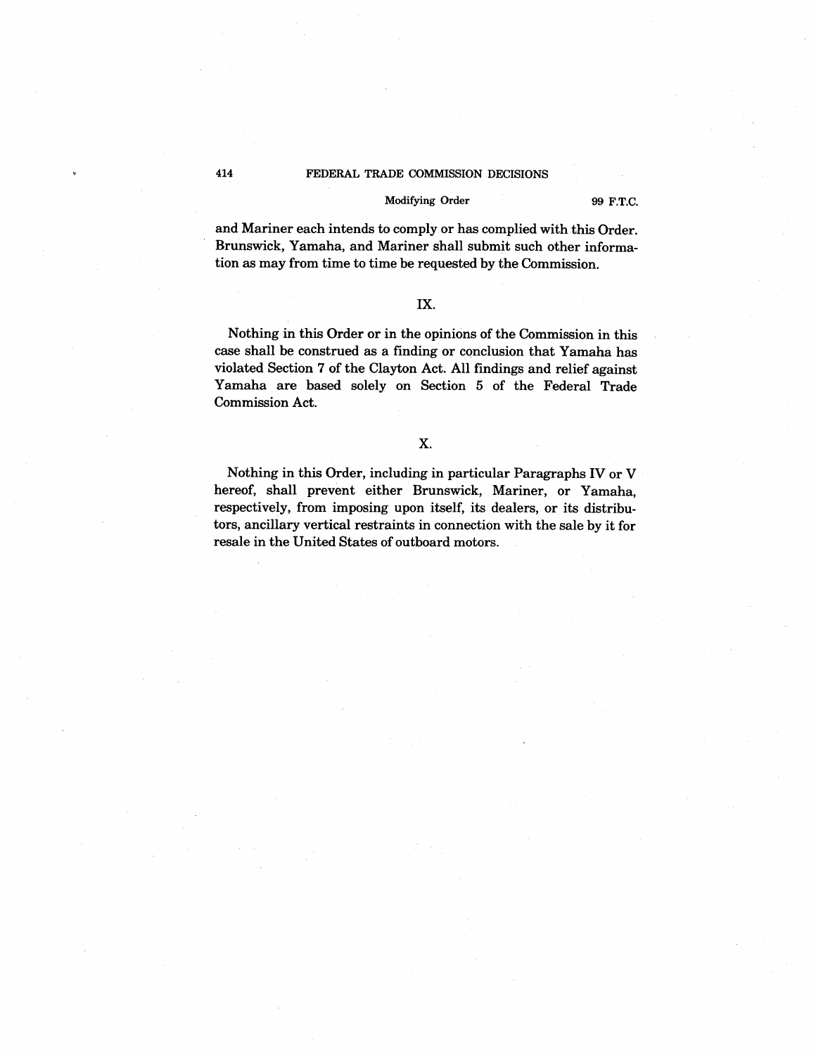and Mariner each intends to comply or has complied with this Order. Brunswick, Yamaha, and Mariner shall submit such other information as may from time to time be requested by the Commission.

## IX.

Nothing in this Order or in the opinions of the Commission in this case shall be construed as a finding or conclusion that Yamaha has violated Section 7 of the Clayton Act. All findings and relief against Yamaha are based solely on Section 5 of the Federal Trade Commission Act.

## X.

Nothing in this Order, including in particular Paragraphs IV or V hereof, shall prevent either Brunswick, Mariner, or Yamaha, respectively, from imposing upon itself, its dealers, or its distributors, ancillary vertical restraints in connection with the sale by it for resale in the United States of outboard motors.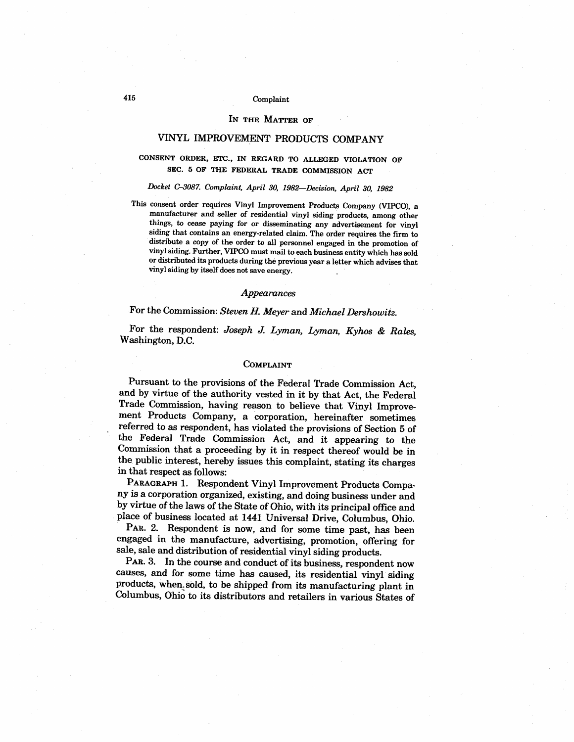# IN THE MATTER OF

## VINYL IMPROVEMENT PRODUCTS COMPANY

CONSENT ORDER, ETC., IN REGARD TO ALLEGED VIOLATION OF SEC. 5 OF THE FEDERAL TRADE COMMISSION ACT

*Docket C-3087. Complaint, April 30, 1982—Decision, April 30, 1982*

This consent order requires Vinyl Improvement Products Company (VIPCO), a manufacturer and seller of residential vinyl siding products, among other things, to cease paying for or disseminating any advertisement for vinyl siding that contains an energy-related claim. The order requires the firm to distribute a copy of the order to all personnel engaged in the promotion of vinyl siding. Further, VIPCO must mail to each business entity which has sold or distributed its products during the previous year a letter which advises that vinyl siding by itself does not save energy.

### *Appearances*

For the Commission: *Steven H. Meyer* and *Michael Dershowitz.*

For the respondent: *Joseph J. Lyman, Lyman, Kyhos & Rales,* Washington, D.C.

### COMPLAINT

Pursuant to the provisions of the Federal Trade Commission Act, and by virtue of the authority vested in it by that Act, the Federal Trade Commission, having reason to believe that Vinyl Improvement Products Company, a corporation, hereinafter sometimes referred to as respondent, has violated the provisions of Section 5 of the Federal Trade Commission Act, and it appearing to the Commission that a proceeding by it in respect thereof would be in the public interest, hereby issues this complaint, stating its charges in that respect as follows:

PARAGRAPH 1. Respondent Vinyl Improvement Products Company is a corporation organized, existing, and doing business under and by virtue of the laws of the State of Ohio, with its principal office and place of business located at 1441 Universal Drive, Columbus, Ohio.

PAR. 2. Respondent is now, and for some time past, has been engaged in the manufacture, advertising, promotion, offering for sale, sale and distribution of residential vinyl siding products.

PAR. 3. In the course and conduct of its business, respondent now causes, and for some time has caused, its residential vinyl siding products, when sold, to be shipped from its manufacturing plant in Columbus, Ohio to its distributors and retailers in various States of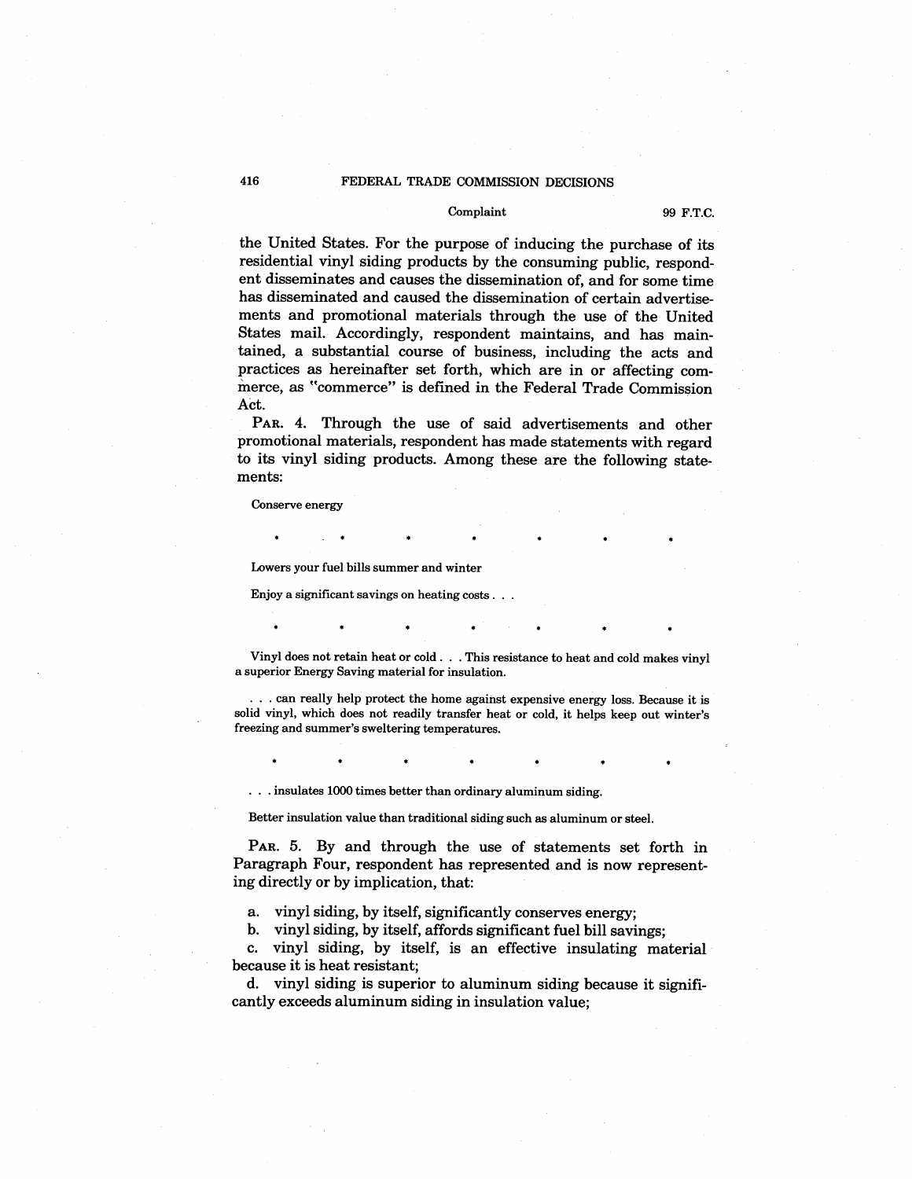the United States. For the purpose of inducing the purchase of its residential vinyl siding products by the consuming public, respondent disseminates and causes the dissemination of, and for some time has disseminated and caused the dissemination of certain advertisements and promotional materials through the use of the United States mail. Accordingly, respondent maintains, and has maintained, a substantial course of business, including the acts and practices as hereinafter set forth, which are in or affecting commerce, as "commerce" is defined in the Federal Trade Commission Act.

PAR. 4. Through the use of said advertisements and other promotional materials, respondent has made statements with regard to its vinyl siding products. Among these are the following statements:

> Conserve energy
>
> \* \* \* \* \* \* \*
>
> Lowers your fuel bills summer and winter
>
> Enjoy a significant savings on heating costs . . .
>
> \* \* \* \* \* \* \*
>
> Vinyl does not retain heat or cold . . . This resistance to heat and cold makes vinyl a superior Energy Saving material for insulation.
>
> . . . can really help protect the home against expensive energy loss. Because it is solid vinyl, which does not readily transfer heat or cold, it helps keep out winter's freezing and summer's sweltering temperatures.
>
> \* \* \* \* \* \* \*
>
> . . . insulates 1000 times better than ordinary aluminum siding.
>
> Better insulation value than traditional siding such as aluminum or steel.

PAR. 5. By and through the use of statements set forth in Paragraph Four, respondent has represented and is now representing directly or by implication, that:

a. vinyl siding, by itself, significantly conserves energy;

b. vinyl siding, by itself, affords significant fuel bill savings;

c. vinyl siding, by itself, is an effective insulating material because it is heat resistant;

d. vinyl siding is superior to aluminum siding because it significantly exceeds aluminum siding in insulation value;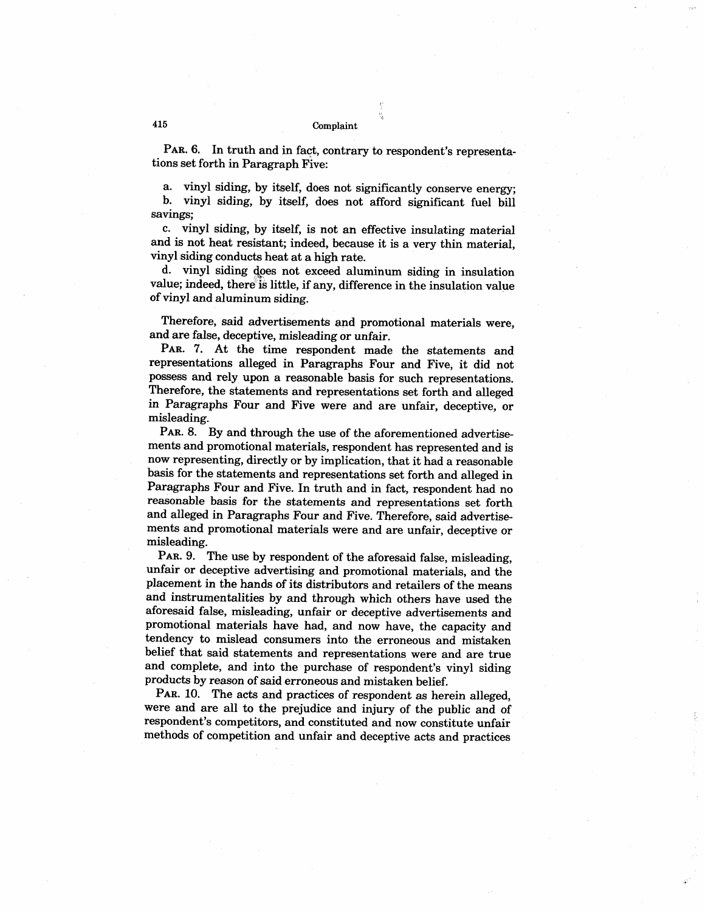PAR. 6. In truth and in fact, contrary to respondent's representations set forth in Paragraph Five:

a. vinyl siding, by itself, does not significantly conserve energy;
b. vinyl siding, by itself, does not afford significant fuel bill savings;
c. vinyl siding, by itself, is not an effective insulating material and is not heat resistant; indeed, because it is a very thin material, vinyl siding conducts heat at a high rate.
d. vinyl siding does not exceed aluminum siding in insulation value; indeed, there is little, if any, difference in the insulation value of vinyl and aluminum siding.

Therefore, said advertisements and promotional materials were, and are false, deceptive, misleading or unfair.

PAR. 7. At the time respondent made the statements and representations alleged in Paragraphs Four and Five, it did not possess and rely upon a reasonable basis for such representations. Therefore, the statements and representations set forth and alleged in Paragraphs Four and Five were and are unfair, deceptive, or misleading.

PAR. 8. By and through the use of the aforementioned advertisements and promotional materials, respondent has represented and is now representing, directly or by implication, that it had a reasonable basis for the statements and representations set forth and alleged in Paragraphs Four and Five. In truth and in fact, respondent had no reasonable basis for the statements and representations set forth and alleged in Paragraphs Four and Five. Therefore, said advertisements and promotional materials were and are unfair, deceptive or misleading.

PAR. 9. The use by respondent of the aforesaid false, misleading, unfair or deceptive advertising and promotional materials, and the placement in the hands of its distributors and retailers of the means and instrumentalities by and through which others have used the aforesaid false, misleading, unfair or deceptive advertisements and promotional materials have had, and now have, the capacity and tendency to mislead consumers into the erroneous and mistaken belief that said statements and representations were and are true and complete, and into the purchase of respondent's vinyl siding products by reason of said erroneous and mistaken belief.

PAR. 10. The acts and practices of respondent as herein alleged, were and are all to the prejudice and injury of the public and of respondent's competitors, and constituted and now constitute unfair methods of competition and unfair and deceptive acts and practices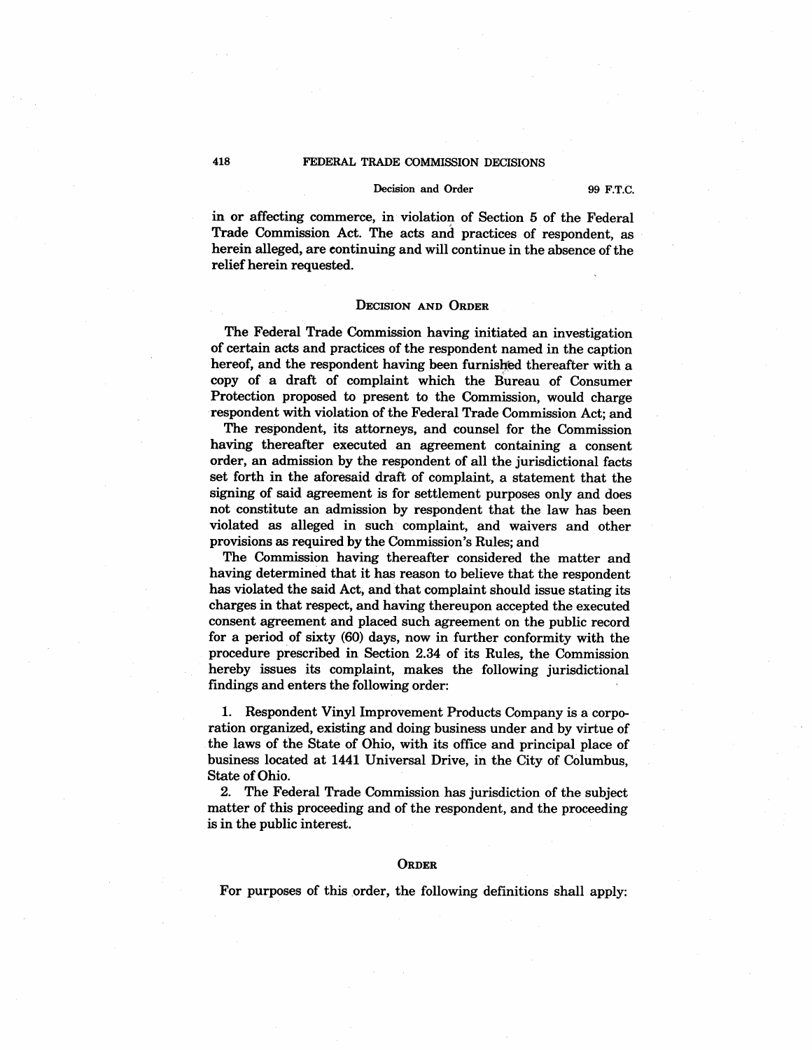in or affecting commerce, in violation of Section 5 of the Federal Trade Commission Act. The acts and practices of respondent, as herein alleged, are continuing and will continue in the absence of the relief herein requested.

## Decision and Order

The Federal Trade Commission having initiated an investigation of certain acts and practices of the respondent named in the caption hereof, and the respondent having been furnished thereafter with a copy of a draft of complaint which the Bureau of Consumer Protection proposed to present to the Commission, would charge respondent with violation of the Federal Trade Commission Act; and

The respondent, its attorneys, and counsel for the Commission having thereafter executed an agreement containing a consent order, an admission by the respondent of all the jurisdictional facts set forth in the aforesaid draft of complaint, a statement that the signing of said agreement is for settlement purposes only and does not constitute an admission by respondent that the law has been violated as alleged in such complaint, and waivers and other provisions as required by the Commission's Rules; and

The Commission having thereafter considered the matter and having determined that it has reason to believe that the respondent has violated the said Act, and that complaint should issue stating its charges in that respect, and having thereupon accepted the executed consent agreement and placed such agreement on the public record for a period of sixty (60) days, now in further conformity with the procedure prescribed in Section 2.34 of its Rules, the Commission hereby issues its complaint, makes the following jurisdictional findings and enters the following order:

1. Respondent Vinyl Improvement Products Company is a corporation organized, existing and doing business under and by virtue of the laws of the State of Ohio, with its office and principal place of business located at 1441 Universal Drive, in the City of Columbus, State of Ohio.

2. The Federal Trade Commission has jurisdiction of the subject matter of this proceeding and of the respondent, and the proceeding is in the public interest.

## Order

For purposes of this order, the following definitions shall apply: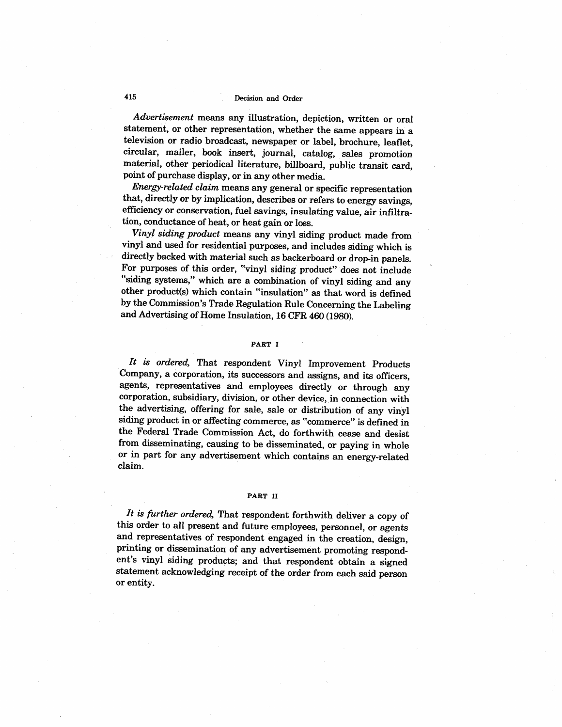*Advertisement* means any illustration, depiction, written or oral statement, or other representation, whether the same appears in a television or radio broadcast, newspaper or label, brochure, leaflet, circular, mailer, book insert, journal, catalog, sales promotion material, other periodical literature, billboard, public transit card, point of purchase display, or in any other media.

*Energy-related claim* means any general or specific representation that, directly or by implication, describes or refers to energy savings, efficiency or conservation, fuel savings, insulating value, air infiltration, conductance of heat, or heat gain or loss.

*Vinyl siding product* means any vinyl siding product made from vinyl and used for residential purposes, and includes siding which is directly backed with material such as backerboard or drop-in panels. For purposes of this order, "vinyl siding product" does not include "siding systems," which are a combination of vinyl siding and any other product(s) which contain "insulation" as that word is defined by the Commission's Trade Regulation Rule Concerning the Labeling and Advertising of Home Insulation, 16 CFR 460 (1980).

## PART I

*It is ordered,* That respondent Vinyl Improvement Products Company, a corporation, its successors and assigns, and its officers, agents, representatives and employees directly or through any corporation, subsidiary, division, or other device, in connection with the advertising, offering for sale, sale or distribution of any vinyl siding product in or affecting commerce, as "commerce" is defined in the Federal Trade Commission Act, do forthwith cease and desist from disseminating, causing to be disseminated, or paying in whole or in part for any advertisement which contains an energy-related claim.

## PART II

*It is further ordered,* That respondent forthwith deliver a copy of this order to all present and future employees, personnel, or agents and representatives of respondent engaged in the creation, design, printing or dissemination of any advertisement promoting respondent's vinyl siding products; and that respondent obtain a signed statement acknowledging receipt of the order from each said person or entity.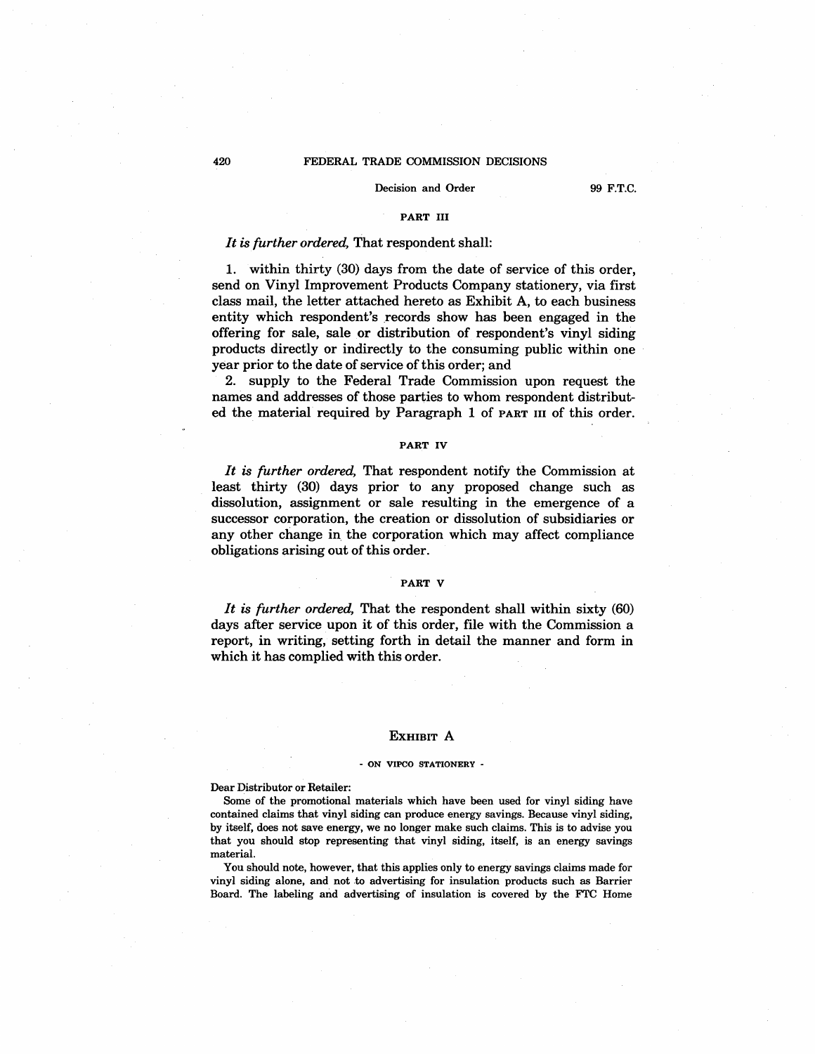### PART III

*It is further ordered,* That respondent shall:

1. within thirty (30) days from the date of service of this order, send on Vinyl Improvement Products Company stationery, via first class mail, the letter attached hereto as Exhibit A, to each business entity which respondent's records show has been engaged in the offering for sale, sale or distribution of respondent's vinyl siding products directly or indirectly to the consuming public within one year prior to the date of service of this order; and

2. supply to the Federal Trade Commission upon request the names and addresses of those parties to whom respondent distributed the material required by Paragraph 1 of PART III of this order.

### PART IV

*It is further ordered,* That respondent notify the Commission at least thirty (30) days prior to any proposed change such as dissolution, assignment or sale resulting in the emergence of a successor corporation, the creation or dissolution of subsidiaries or any other change in the corporation which may affect compliance obligations arising out of this order.

### PART V

*It is further ordered,* That the respondent shall within sixty (60) days after service upon it of this order, file with the Commission a report, in writing, setting forth in detail the manner and form in which it has complied with this order.

## EXHIBIT A

- ON VIPCO STATIONERY -

Dear Distributor or Retailer:

Some of the promotional materials which have been used for vinyl siding have contained claims that vinyl siding can produce energy savings. Because vinyl siding, by itself, does not save energy, we no longer make such claims. This is to advise you that you should stop representing that vinyl siding, itself, is an energy savings material.

You should note, however, that this applies only to energy savings claims made for vinyl siding alone, and not to advertising for insulation products such as Barrier Board. The labeling and advertising of insulation is covered by the FTC Home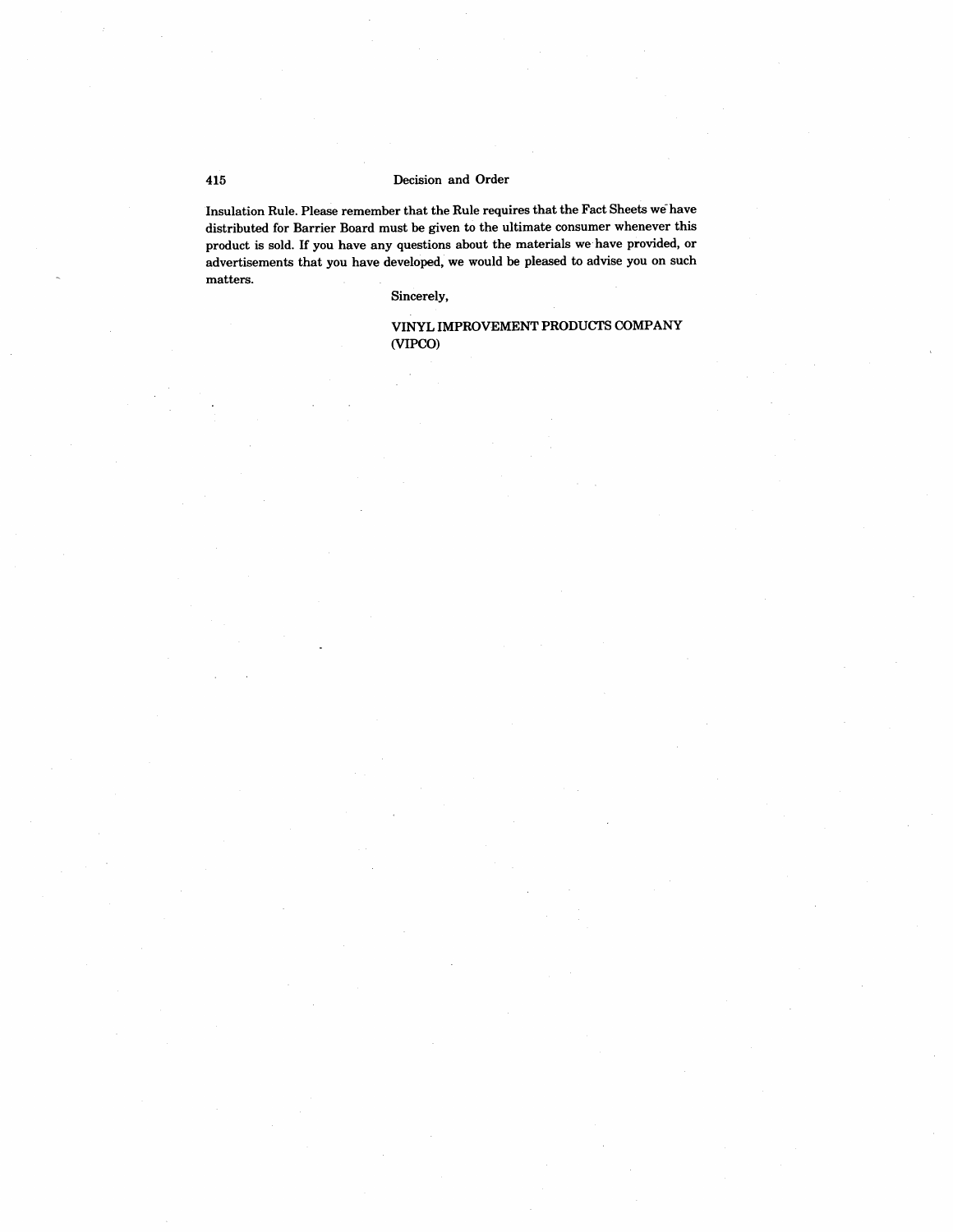Insulation Rule. Please remember that the Rule requires that the Fact Sheets we have distributed for Barrier Board must be given to the ultimate consumer whenever this product is sold. If you have any questions about the materials we have provided, or advertisements that you have developed, we would be pleased to advise you on such matters.

Sincerely,

VINYL IMPROVEMENT PRODUCTS COMPANY (VIPCO)